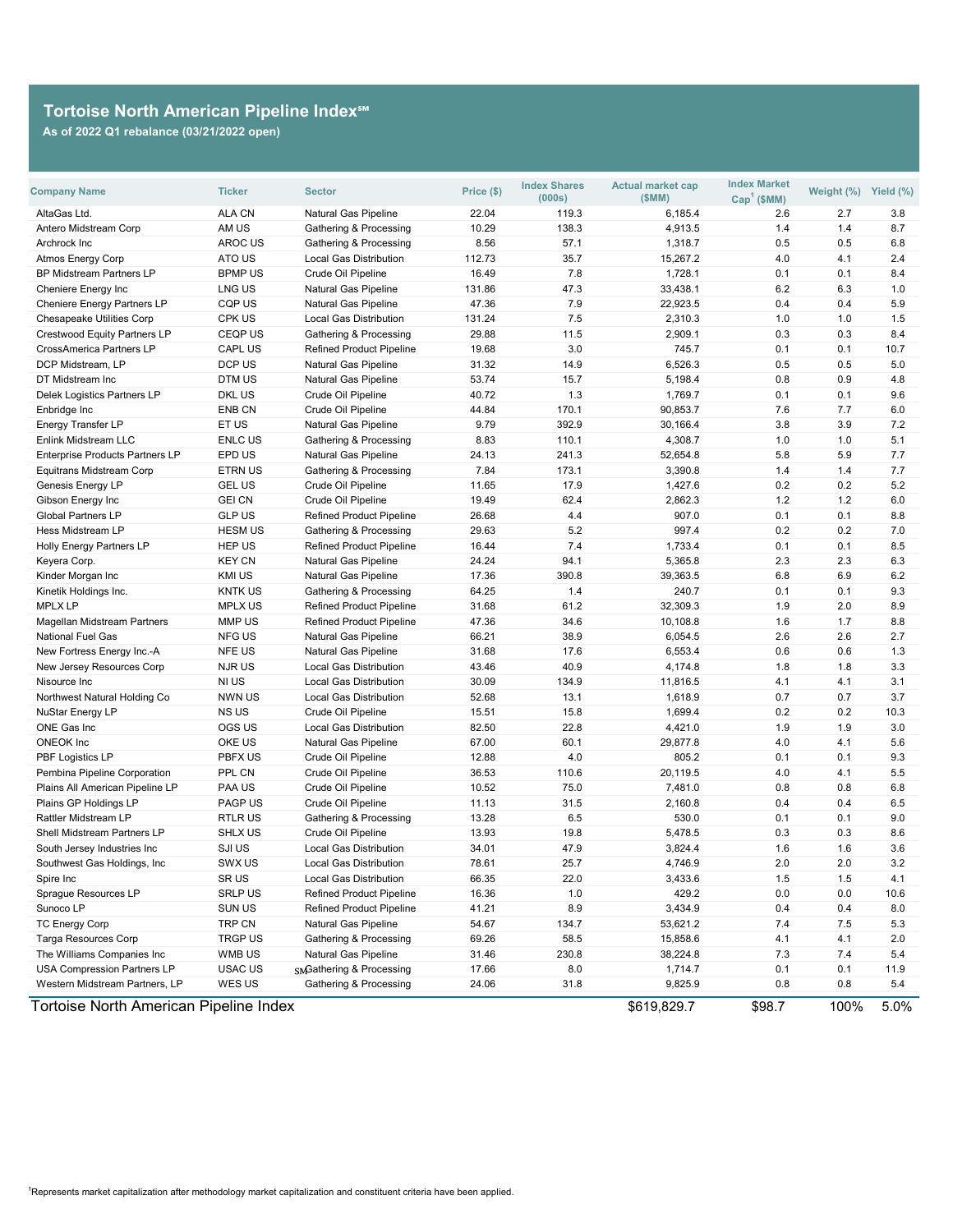## Tortoise North American Pipeline Index℠

**As of 2022 Q1 rebalance (03/21/2022 open)**

| Company Name | Ticker | Sector | Price ($) | Index Shares (000s) | Actual market cap ($MM) | Index Market Cap[1] ($MM) | Weight (%) | Yield (%) |
|---|---|---|---|---|---|---|---|---|
| AltaGas Ltd. | ALA CN | Natural Gas Pipeline | 22.04 | 119.3 | 6,185.4 | 2.6 | 2.7 | 3.8 |
| Antero Midstream Corp | AM US | Gathering & Processing | 10.29 | 138.3 | 4,913.5 | 1.4 | 1.4 | 8.7 |
| Archrock Inc | AROC US | Gathering & Processing | 8.56 | 57.1 | 1,318.7 | 0.5 | 0.5 | 6.8 |
| Atmos Energy Corp | ATO US | Local Gas Distribution | 112.73 | 35.7 | 15,267.2 | 4.0 | 4.1 | 2.4 |
| BP Midstream Partners LP | BPMP US | Crude Oil Pipeline | 16.49 | 7.8 | 1,728.1 | 0.1 | 0.1 | 8.4 |
| Cheniere Energy Inc | LNG US | Natural Gas Pipeline | 131.86 | 47.3 | 33,438.1 | 6.2 | 6.3 | 1.0 |
| Cheniere Energy Partners LP | CQP US | Natural Gas Pipeline | 47.36 | 7.9 | 22,923.5 | 0.4 | 0.4 | 5.9 |
| Chesapeake Utilities Corp | CPK US | Local Gas Distribution | 131.24 | 7.5 | 2,310.3 | 1.0 | 1.0 | 1.5 |
| Crestwood Equity Partners LP | CEQP US | Gathering & Processing | 29.88 | 11.5 | 2,909.1 | 0.3 | 0.3 | 8.4 |
| CrossAmerica Partners LP | CAPL US | Refined Product Pipeline | 19.68 | 3.0 | 745.7 | 0.1 | 0.1 | 10.7 |
| DCP Midstream, LP | DCP US | Natural Gas Pipeline | 31.32 | 14.9 | 6,526.3 | 0.5 | 0.5 | 5.0 |
| DT Midstream Inc | DTM US | Natural Gas Pipeline | 53.74 | 15.7 | 5,198.4 | 0.8 | 0.9 | 4.8 |
| Delek Logistics Partners LP | DKL US | Crude Oil Pipeline | 40.72 | 1.3 | 1,769.7 | 0.1 | 0.1 | 9.6 |
| Enbridge Inc | ENB CN | Crude Oil Pipeline | 44.84 | 170.1 | 90,853.7 | 7.6 | 7.7 | 6.0 |
| Energy Transfer LP | ET US | Natural Gas Pipeline | 9.79 | 392.9 | 30,166.4 | 3.8 | 3.9 | 7.2 |
| Enlink Midstream LLC | ENLC US | Gathering & Processing | 8.83 | 110.1 | 4,308.7 | 1.0 | 1.0 | 5.1 |
| Enterprise Products Partners LP | EPD US | Natural Gas Pipeline | 24.13 | 241.3 | 52,654.8 | 5.8 | 5.9 | 7.7 |
| Equitrans Midstream Corp | ETRN US | Gathering & Processing | 7.84 | 173.1 | 3,390.8 | 1.4 | 1.4 | 7.7 |
| Genesis Energy LP | GEL US | Crude Oil Pipeline | 11.65 | 17.9 | 1,427.6 | 0.2 | 0.2 | 5.2 |
| Gibson Energy Inc | GEI CN | Crude Oil Pipeline | 19.49 | 62.4 | 2,862.3 | 1.2 | 1.2 | 6.0 |
| Global Partners LP | GLP US | Refined Product Pipeline | 26.68 | 4.4 | 907.0 | 0.1 | 0.1 | 8.8 |
| Hess Midstream LP | HESM US | Gathering & Processing | 29.63 | 5.2 | 997.4 | 0.2 | 0.2 | 7.0 |
| Holly Energy Partners LP | HEP US | Refined Product Pipeline | 16.44 | 7.4 | 1,733.4 | 0.1 | 0.1 | 8.5 |
| Keyera Corp. | KEY CN | Natural Gas Pipeline | 24.24 | 94.1 | 5,365.8 | 2.3 | 2.3 | 6.3 |
| Kinder Morgan Inc | KMI US | Natural Gas Pipeline | 17.36 | 390.8 | 39,363.5 | 6.8 | 6.9 | 6.2 |
| Kinetik Holdings Inc. | KNTK US | Gathering & Processing | 64.25 | 1.4 | 240.7 | 0.1 | 0.1 | 9.3 |
| MPLX LP | MPLX US | Refined Product Pipeline | 31.68 | 61.2 | 32,309.3 | 1.9 | 2.0 | 8.9 |
| Magellan Midstream Partners | MMP US | Refined Product Pipeline | 47.36 | 34.6 | 10,108.8 | 1.6 | 1.7 | 8.8 |
| National Fuel Gas | NFG US | Natural Gas Pipeline | 66.21 | 38.9 | 6,054.5 | 2.6 | 2.6 | 2.7 |
| New Fortress Energy Inc.-A | NFE US | Natural Gas Pipeline | 31.68 | 17.6 | 6,553.4 | 0.6 | 0.6 | 1.3 |
| New Jersey Resources Corp | NJR US | Local Gas Distribution | 43.46 | 40.9 | 4,174.8 | 1.8 | 1.8 | 3.3 |
| Nisource Inc | NI US | Local Gas Distribution | 30.09 | 134.9 | 11,816.5 | 4.1 | 4.1 | 3.1 |
| Northwest Natural Holding Co | NWN US | Local Gas Distribution | 52.68 | 13.1 | 1,618.9 | 0.7 | 0.7 | 3.7 |
| NuStar Energy LP | NS US | Crude Oil Pipeline | 15.51 | 15.8 | 1,699.4 | 0.2 | 0.2 | 10.3 |
| ONE Gas Inc | OGS US | Local Gas Distribution | 82.50 | 22.8 | 4,421.0 | 1.9 | 1.9 | 3.0 |
| ONEOK Inc | OKE US | Natural Gas Pipeline | 67.00 | 60.1 | 29,877.8 | 4.0 | 4.1 | 5.6 |
| PBF Logistics LP | PBFX US | Crude Oil Pipeline | 12.88 | 4.0 | 805.2 | 0.1 | 0.1 | 9.3 |
| Pembina Pipeline Corporation | PPL CN | Crude Oil Pipeline | 36.53 | 110.6 | 20,119.5 | 4.0 | 4.1 | 5.5 |
| Plains All American Pipeline LP | PAA US | Crude Oil Pipeline | 10.52 | 75.0 | 7,481.0 | 0.8 | 0.8 | 6.8 |
| Plains GP Holdings LP | PAGP US | Crude Oil Pipeline | 11.13 | 31.5 | 2,160.8 | 0.4 | 0.4 | 6.5 |
| Rattler Midstream LP | RTLR US | Gathering & Processing | 13.28 | 6.5 | 530.0 | 0.1 | 0.1 | 9.0 |
| Shell Midstream Partners LP | SHLX US | Crude Oil Pipeline | 13.93 | 19.8 | 5,478.5 | 0.3 | 0.3 | 8.6 |
| South Jersey Industries Inc | SJI US | Local Gas Distribution | 34.01 | 47.9 | 3,824.4 | 1.6 | 1.6 | 3.6 |
| Southwest Gas Holdings, Inc | SWX US | Local Gas Distribution | 78.61 | 25.7 | 4,746.9 | 2.0 | 2.0 | 3.2 |
| Spire Inc | SR US | Local Gas Distribution | 66.35 | 22.0 | 3,433.6 | 1.5 | 1.5 | 4.1 |
| Sprague Resources LP | SRLP US | Refined Product Pipeline | 16.36 | 1.0 | 429.2 | 0.0 | 0.0 | 10.6 |
| Sunoco LP | SUN US | Refined Product Pipeline | 41.21 | 8.9 | 3,434.9 | 0.4 | 0.4 | 8.0 |
| TC Energy Corp | TRP CN | Natural Gas Pipeline | 54.67 | 134.7 | 53,621.2 | 7.4 | 7.5 | 5.3 |
| Targa Resources Corp | TRGP US | Gathering & Processing | 69.26 | 58.5 | 15,858.6 | 4.1 | 4.1 | 2.0 |
| The Williams Companies Inc | WMB US | Natural Gas Pipeline | 31.46 | 230.8 | 38,224.8 | 7.3 | 7.4 | 5.4 |
| USA Compression Partners LP | USAC US | Gathering & Processing | 17.66 | 8.0 | 1,714.7 | 0.1 | 0.1 | 11.9 |
| Western Midstream Partners, LP | WES US | Gathering & Processing | 24.06 | 31.8 | 9,825.9 | 0.8 | 0.8 | 5.4 |
| **Tortoise North American Pipeline Index** | | | | | $619,829.7 | $98.7 | 100% | 5.0% |

[1]Represents market capitalization after methodology market capitalization and constituent criteria have been applied.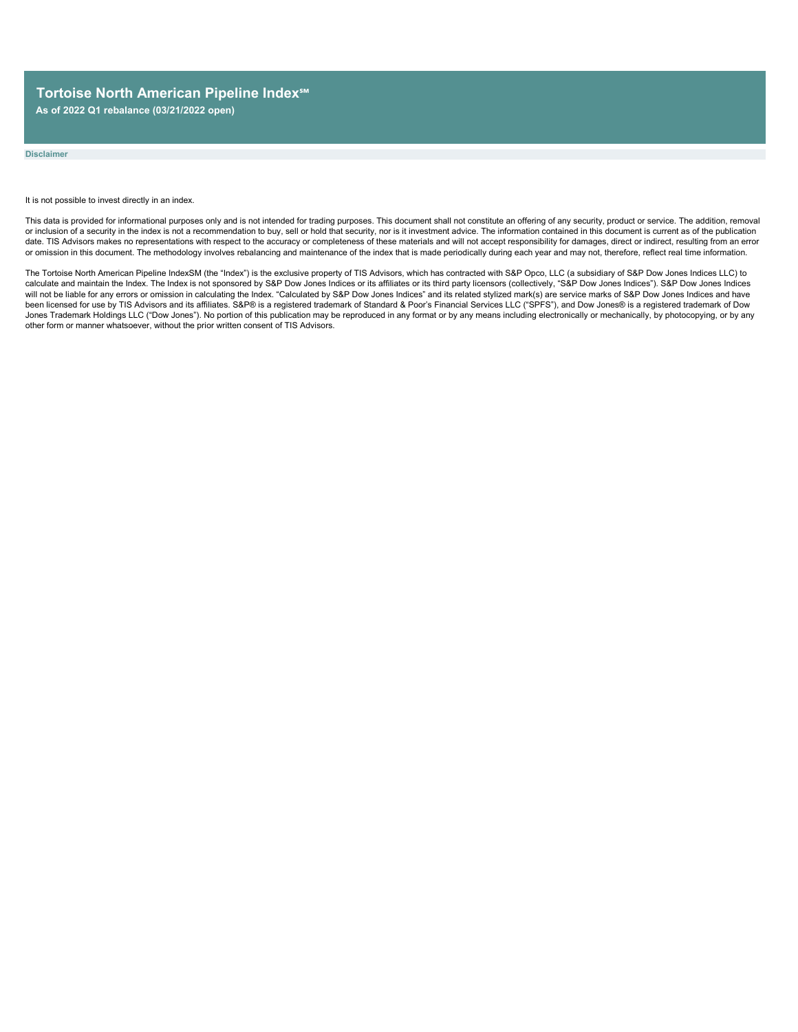# Tortoise North American Pipeline Index℠

**As of 2022 Q1 rebalance (03/21/2022 open)**

## Disclaimer

It is not possible to invest directly in an index.

This data is provided for informational purposes only and is not intended for trading purposes. This document shall not constitute an offering of any security, product or service. The addition, removal or inclusion of a security in the index is not a recommendation to buy, sell or hold that security, nor is it investment advice. The information contained in this document is current as of the publication date. TIS Advisors makes no representations with respect to the accuracy or completeness of these materials and will not accept responsibility for damages, direct or indirect, resulting from an error or omission in this document. The methodology involves rebalancing and maintenance of the index that is made periodically during each year and may not, therefore, reflect real time information.

The Tortoise North American Pipeline IndexSM (the "Index") is the exclusive property of TIS Advisors, which has contracted with S&P Opco, LLC (a subsidiary of S&P Dow Jones Indices LLC) to calculate and maintain the Index. The Index is not sponsored by S&P Dow Jones Indices or its affiliates or its third party licensors (collectively, "S&P Dow Jones Indices"). S&P Dow Jones Indices will not be liable for any errors or omission in calculating the Index. "Calculated by S&P Dow Jones Indices" and its related stylized mark(s) are service marks of S&P Dow Jones Indices and have been licensed for use by TIS Advisors and its affiliates. S&P® is a registered trademark of Standard & Poor's Financial Services LLC ("SPFS"), and Dow Jones® is a registered trademark of Dow Jones Trademark Holdings LLC ("Dow Jones"). No portion of this publication may be reproduced in any format or by any means including electronically or mechanically, by photocopying, or by any other form or manner whatsoever, without the prior written consent of TIS Advisors.